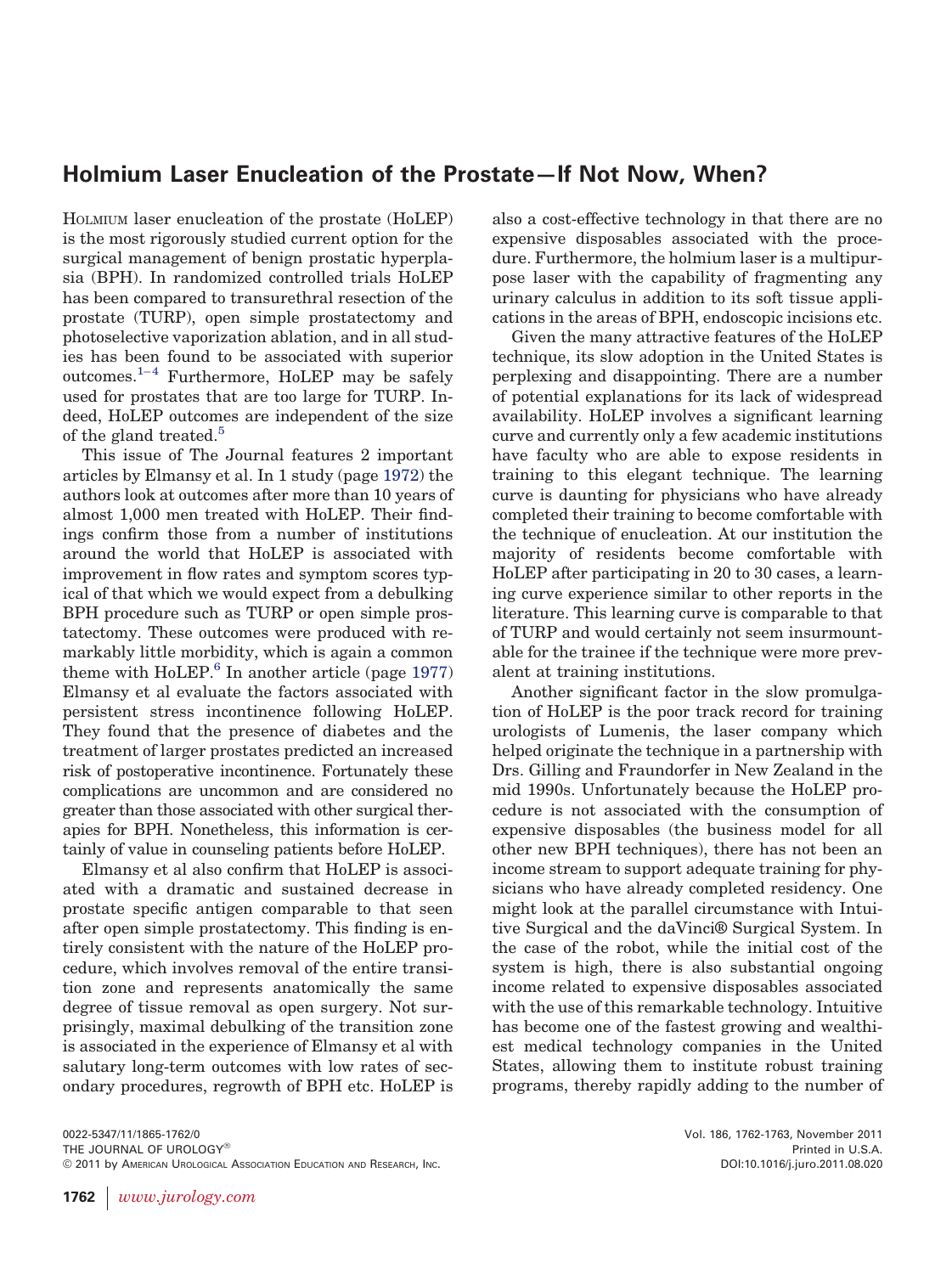# Holmium Laser Enucleation of the Prostate—If Not Now, When?

HOLMIUM laser enucleation of the prostate (HoLEP) is the most rigorously studied current option for the surgical management of benign prostatic hyperplasia (BPH). In randomized controlled trials HoLEP has been compared to transurethral resection of the prostate (TURP), open simple prostatectomy and photoselective vaporization ablation, and in all studies has been found to be associated with superior outcomes.[1–4] Furthermore, HoLEP may be safely used for prostates that are too large for TURP. Indeed, HoLEP outcomes are independent of the size of the gland treated.[5]

This issue of The Journal features 2 important articles by Elmansy et al. In 1 study (page 1972) the authors look at outcomes after more than 10 years of almost 1,000 men treated with HoLEP. Their findings confirm those from a number of institutions around the world that HoLEP is associated with improvement in flow rates and symptom scores typical of that which we would expect from a debulking BPH procedure such as TURP or open simple prostatectomy. These outcomes were produced with remarkably little morbidity, which is again a common theme with HoLEP.[6] In another article (page 1977) Elmansy et al evaluate the factors associated with persistent stress incontinence following HoLEP. They found that the presence of diabetes and the treatment of larger prostates predicted an increased risk of postoperative incontinence. Fortunately these complications are uncommon and are considered no greater than those associated with other surgical therapies for BPH. Nonetheless, this information is certainly of value in counseling patients before HoLEP.

Elmansy et al also confirm that HoLEP is associated with a dramatic and sustained decrease in prostate specific antigen comparable to that seen after open simple prostatectomy. This finding is entirely consistent with the nature of the HoLEP procedure, which involves removal of the entire transition zone and represents anatomically the same degree of tissue removal as open surgery. Not surprisingly, maximal debulking of the transition zone is associated in the experience of Elmansy et al with salutary long-term outcomes with low rates of secondary procedures, regrowth of BPH etc. HoLEP is also a cost-effective technology in that there are no expensive disposables associated with the procedure. Furthermore, the holmium laser is a multipurpose laser with the capability of fragmenting any urinary calculus in addition to its soft tissue applications in the areas of BPH, endoscopic incisions etc.

Given the many attractive features of the HoLEP technique, its slow adoption in the United States is perplexing and disappointing. There are a number of potential explanations for its lack of widespread availability. HoLEP involves a significant learning curve and currently only a few academic institutions have faculty who are able to expose residents in training to this elegant technique. The learning curve is daunting for physicians who have already completed their training to become comfortable with the technique of enucleation. At our institution the majority of residents become comfortable with HoLEP after participating in 20 to 30 cases, a learning curve experience similar to other reports in the literature. This learning curve is comparable to that of TURP and would certainly not seem insurmountable for the trainee if the technique were more prevalent at training institutions.

Another significant factor in the slow promulgation of HoLEP is the poor track record for training urologists of Lumenis, the laser company which helped originate the technique in a partnership with Drs. Gilling and Fraundorfer in New Zealand in the mid 1990s. Unfortunately because the HoLEP procedure is not associated with the consumption of expensive disposables (the business model for all other new BPH techniques), there has not been an income stream to support adequate training for physicians who have already completed residency. One might look at the parallel circumstance with Intuitive Surgical and the daVinci® Surgical System. In the case of the robot, while the initial cost of the system is high, there is also substantial ongoing income related to expensive disposables associated with the use of this remarkable technology. Intuitive has become one of the fastest growing and wealthiest medical technology companies in the United States, allowing them to institute robust training programs, thereby rapidly adding to the number of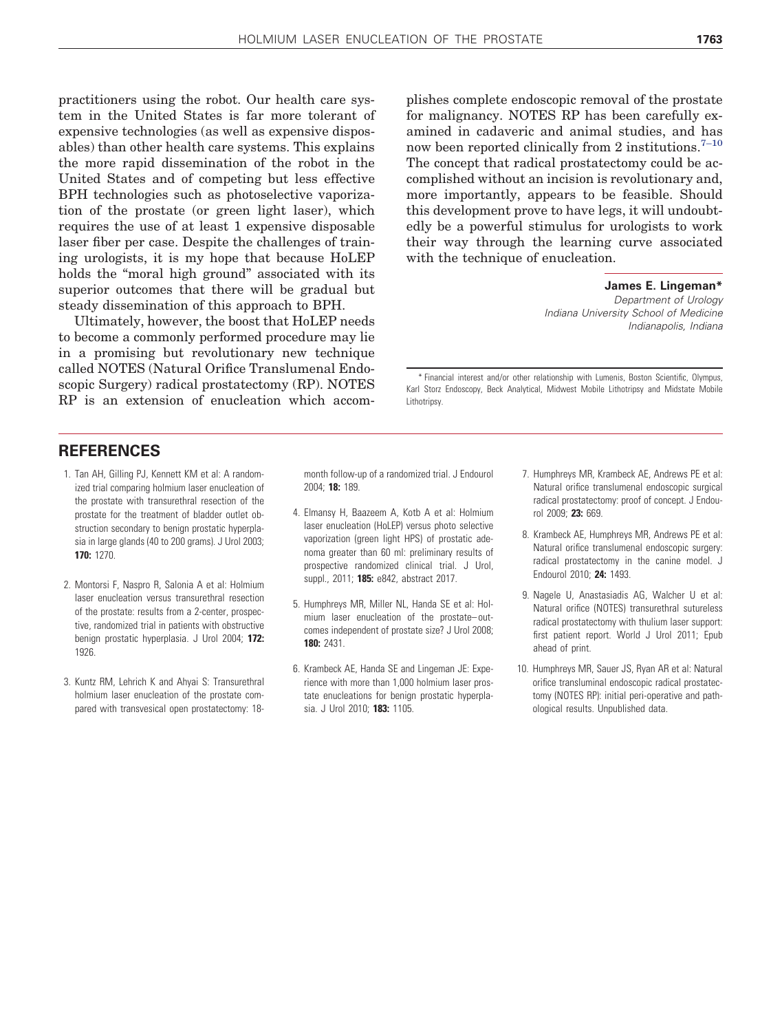practitioners using the robot. Our health care system in the United States is far more tolerant of expensive technologies (as well as expensive disposables) than other health care systems. This explains the more rapid dissemination of the robot in the United States and of competing but less effective BPH technologies such as photoselective vaporization of the prostate (or green light laser), which requires the use of at least 1 expensive disposable laser fiber per case. Despite the challenges of training urologists, it is my hope that because HoLEP holds the "moral high ground" associated with its superior outcomes that there will be gradual but steady dissemination of this approach to BPH.

Ultimately, however, the boost that HoLEP needs to become a commonly performed procedure may lie in a promising but revolutionary new technique called NOTES (Natural Orifice Translumenal Endoscopic Surgery) radical prostatectomy (RP). NOTES RP is an extension of enucleation which accomplishes complete endoscopic removal of the prostate for malignancy. NOTES RP has been carefully examined in cadaveric and animal studies, and has now been reported clinically from 2 institutions.[7–10] The concept that radical prostatectomy could be accomplished without an incision is revolutionary and, more importantly, appears to be feasible. Should this development prove to have legs, it will undoubtedly be a powerful stimulus for urologists to work their way through the learning curve associated with the technique of enucleation.

**James E. Lingeman***

*Department of Urology*
*Indiana University School of Medicine*
*Indianapolis, Indiana*

\* Financial interest and/or other relationship with Lumenis, Boston Scientific, Olympus, Karl Storz Endoscopy, Beck Analytical, Midwest Mobile Lithotripsy and Midstate Mobile Lithotripsy.

## REFERENCES

1. Tan AH, Gilling PJ, Kennett KM et al: A randomized trial comparing holmium laser enucleation of the prostate with transurethral resection of the prostate for the treatment of bladder outlet obstruction secondary to benign prostatic hyperplasia in large glands (40 to 200 grams). J Urol 2003; **170:** 1270.
2. Montorsi F, Naspro R, Salonia A et al: Holmium laser enucleation versus transurethral resection of the prostate: results from a 2-center, prospective, randomized trial in patients with obstructive benign prostatic hyperplasia. J Urol 2004; **172:** 1926.
3. Kuntz RM, Lehrich K and Ahyai S: Transurethral holmium laser enucleation of the prostate compared with transvesical open prostatectomy: 18-month follow-up of a randomized trial. J Endourol 2004; **18:** 189.
4. Elmansy H, Baazeem A, Kotb A et al: Holmium laser enucleation (HoLEP) versus photo selective vaporization (green light HPS) of prostatic adenoma greater than 60 ml: preliminary results of prospective randomized clinical trial. J Urol, suppl., 2011; **185:** e842, abstract 2017.
5. Humphreys MR, Miller NL, Handa SE et al: Holmium laser enucleation of the prostate–outcomes independent of prostate size? J Urol 2008; **180:** 2431.
6. Krambeck AE, Handa SE and Lingeman JE: Experience with more than 1,000 holmium laser prostate enucleations for benign prostatic hyperplasia. J Urol 2010; **183:** 1105.
7. Humphreys MR, Krambeck AE, Andrews PE et al: Natural orifice translumenal endoscopic surgical radical prostatectomy: proof of concept. J Endourol 2009; **23:** 669.
8. Krambeck AE, Humphreys MR, Andrews PE et al: Natural orifice translumenal endoscopic surgery: radical prostatectomy in the canine model. J Endourol 2010; **24:** 1493.
9. Nagele U, Anastasiadis AG, Walcher U et al: Natural orifice (NOTES) transurethral sutureless radical prostatectomy with thulium laser support: first patient report. World J Urol 2011; Epub ahead of print.
10. Humphreys MR, Sauer JS, Ryan AR et al: Natural orifice transluminal endoscopic radical prostatectomy (NOTES RP): initial peri-operative and pathological results. Unpublished data.